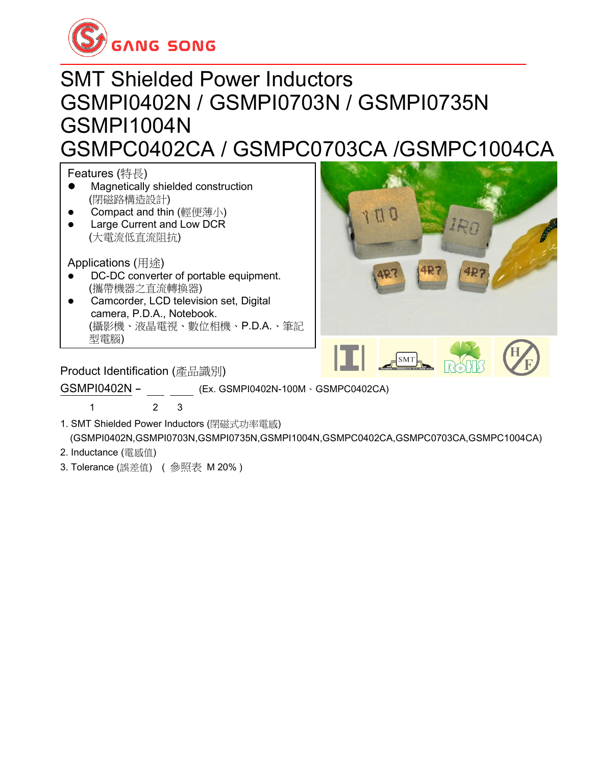GANG SONG

# SMT Shielded Power Inductors
# GSMPI0402N / GSMPI0703N / GSMPI0735N GSMPI1004N
# GSMPC0402CA / GSMPC0703CA /GSMPC1004CA

## Features (特長)

- Magnetically shielded construction (閉磁路構造設計)
- Compact and thin (輕便薄小)
- Large Current and Low DCR (大電流低直流阻抗)

## Applications (用途)

- DC-DC converter of portable equipment. (攜帶機器之直流轉換器)
- Camcorder, LCD television set, Digital camera, P.D.A., Notebook. (攝影機、液晶電視、數位相機、P.D.A.、筆記型電腦)

## Product Identification (產品識別)

GSMPI0402N – \_\_\_ \_\_\_ (Ex. GSMPI0402N-100M、GSMPC0402CA)

1 2 3

1. SMT Shielded Power Inductors (閉磁式功率電感)
   (GSMPI0402N,GSMPI0703N,GSMPI0735N,GSMPI1004N,GSMPC0402CA,GSMPC0703CA,GSMPC1004CA)
2. Inductance (電感值)
3. Tolerance (誤差值) （ 參照表 M 20% ）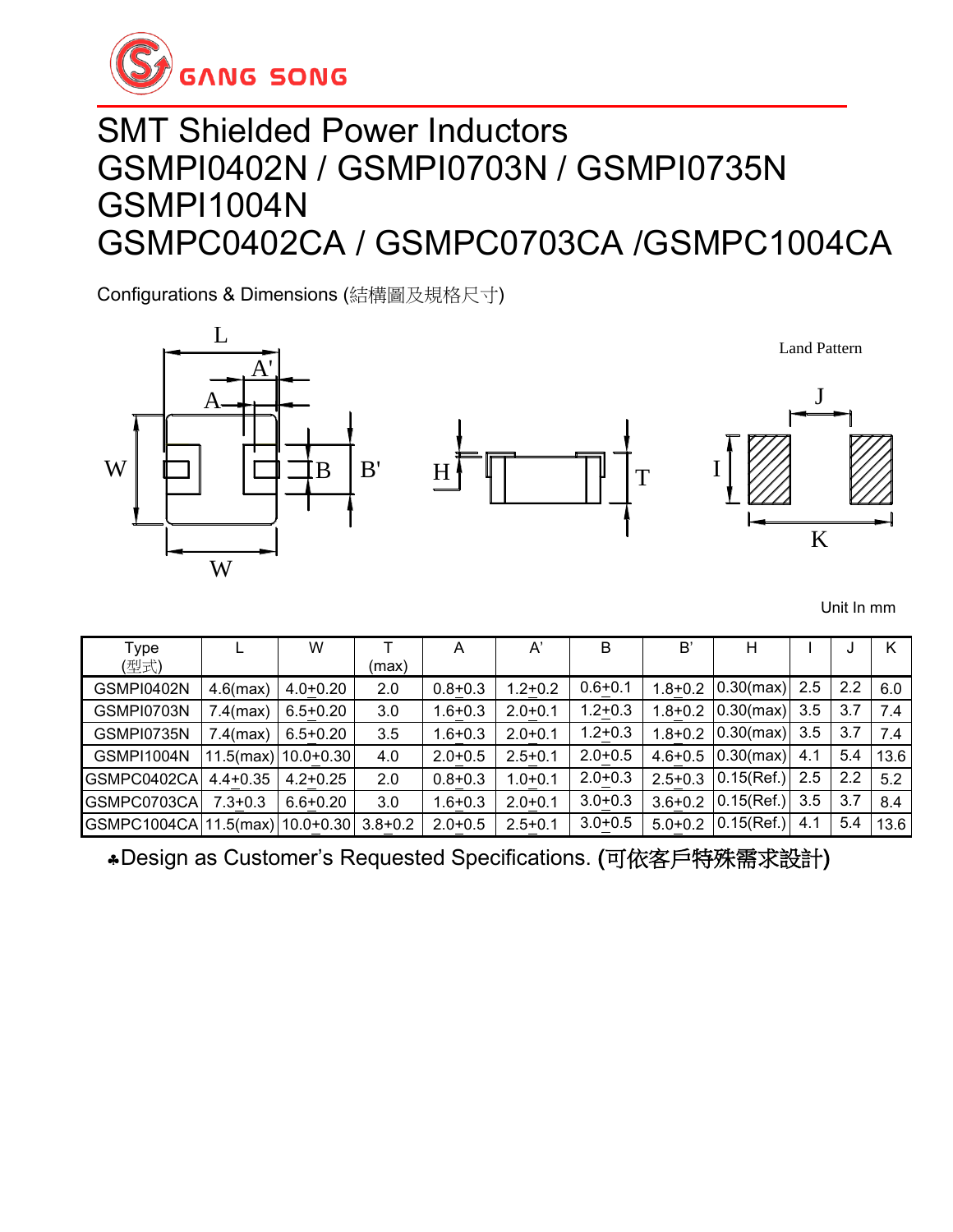# SMT Shielded Power Inductors
# GSMPI0402N / GSMPI0703N / GSMPI0735N GSMPI1004N
# GSMPC0402CA / GSMPC0703CA /GSMPC1004CA

Configurations & Dimensions (結構圖及規格尺寸)

Unit In mm

| Type (型式) | L | W | T (max) | A | A' | B | B' | H | I | J | K |
|---|---|---|---|---|---|---|---|---|---|---|---|
| GSMPI0402N | 4.6(max) | 4.0±0.20 | 2.0 | 0.8±0.3 | 1.2±0.2 | 0.6±0.1 | 1.8±0.2 | 0.30(max) | 2.5 | 2.2 | 6.0 |
| GSMPI0703N | 7.4(max) | 6.5±0.20 | 3.0 | 1.6±0.3 | 2.0±0.1 | 1.2±0.3 | 1.8±0.2 | 0.30(max) | 3.5 | 3.7 | 7.4 |
| GSMPI0735N | 7.4(max) | 6.5±0.20 | 3.5 | 1.6±0.3 | 2.0±0.1 | 1.2±0.3 | 1.8±0.2 | 0.30(max) | 3.5 | 3.7 | 7.4 |
| GSMPI1004N | 11.5(max) | 10.0±0.30 | 4.0 | 2.0±0.5 | 2.5±0.1 | 2.0±0.5 | 4.6±0.5 | 0.30(max) | 4.1 | 5.4 | 13.6 |
| GSMPC0402CA | 4.4±0.35 | 4.2±0.25 | 2.0 | 0.8±0.3 | 1.0±0.1 | 2.0±0.3 | 2.5±0.3 | 0.15(Ref.) | 2.5 | 2.2 | 5.2 |
| GSMPC0703CA | 7.3±0.3 | 6.6±0.20 | 3.0 | 1.6±0.3 | 2.0±0.1 | 3.0±0.3 | 3.6±0.2 | 0.15(Ref.) | 3.5 | 3.7 | 8.4 |
| GSMPC1004CA | 11.5(max) | 10.0±0.30 | 3.8±0.2 | 2.0±0.5 | 2.5±0.1 | 3.0±0.5 | 5.0±0.2 | 0.15(Ref.) | 4.1 | 5.4 | 13.6 |

♣Design as Customer's Requested Specifications. (可依客戶特殊需求設計)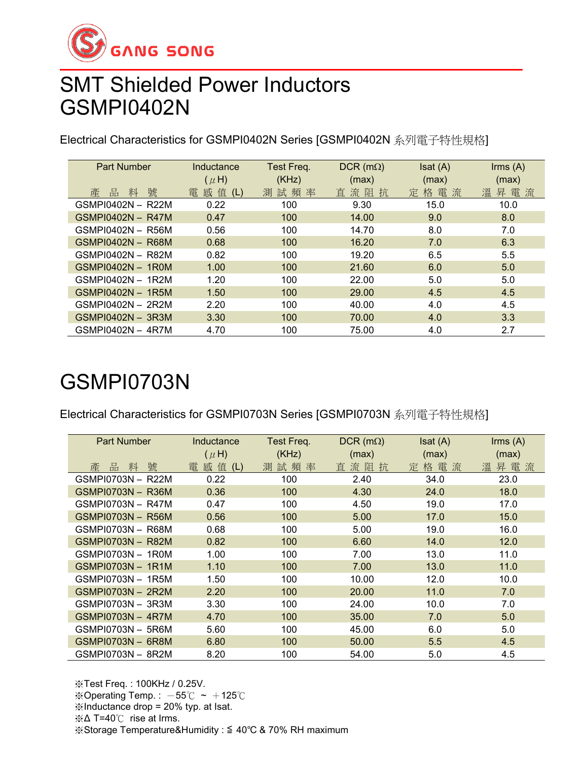GANG SONG

# SMT Shielded Power Inductors
# GSMPI0402N

Electrical Characteristics for GSMPI0402N Series [GSMPI0402N 系列電子特性規格]

| Part Number<br>產 品 料 號 | Inductance<br>(μH)<br>電 感 值 (L) | Test Freq.<br>(KHz)<br>測 試 頻 率 | DCR (mΩ)<br>(max)<br>直 流 阻 抗 | Isat (A)<br>(max)<br>定 格 電 流 | Irms (A)<br>(max)<br>溫 昇 電 流 |
|---|---|---|---|---|---|
| GSMPI0402N – R22M | 0.22 | 100 | 9.30 | 15.0 | 10.0 |
| GSMPI0402N – R47M | 0.47 | 100 | 14.00 | 9.0 | 8.0 |
| GSMPI0402N – R56M | 0.56 | 100 | 14.70 | 8.0 | 7.0 |
| GSMPI0402N – R68M | 0.68 | 100 | 16.20 | 7.0 | 6.3 |
| GSMPI0402N – R82M | 0.82 | 100 | 19.20 | 6.5 | 5.5 |
| GSMPI0402N – 1R0M | 1.00 | 100 | 21.60 | 6.0 | 5.0 |
| GSMPI0402N – 1R2M | 1.20 | 100 | 22.00 | 5.0 | 5.0 |
| GSMPI0402N – 1R5M | 1.50 | 100 | 29.00 | 4.5 | 4.5 |
| GSMPI0402N – 2R2M | 2.20 | 100 | 40.00 | 4.0 | 4.5 |
| GSMPI0402N – 3R3M | 3.30 | 100 | 70.00 | 4.0 | 3.3 |
| GSMPI0402N – 4R7M | 4.70 | 100 | 75.00 | 4.0 | 2.7 |

# GSMPI0703N

Electrical Characteristics for GSMPI0703N Series [GSMPI0703N 系列電子特性規格]

| Part Number<br>產 品 料 號 | Inductance<br>(μH)<br>電 感 值 (L) | Test Freq.<br>(KHz)<br>測 試 頻 率 | DCR (mΩ)<br>(max)<br>直 流 阻 抗 | Isat (A)<br>(max)<br>定 格 電 流 | Irms (A)<br>(max)<br>溫 昇 電 流 |
|---|---|---|---|---|---|
| GSMPI0703N – R22M | 0.22 | 100 | 2.40 | 34.0 | 23.0 |
| GSMPI0703N – R36M | 0.36 | 100 | 4.30 | 24.0 | 18.0 |
| GSMPI0703N – R47M | 0.47 | 100 | 4.50 | 19.0 | 17.0 |
| GSMPI0703N – R56M | 0.56 | 100 | 5.00 | 17.0 | 15.0 |
| GSMPI0703N – R68M | 0.68 | 100 | 5.00 | 19.0 | 16.0 |
| GSMPI0703N – R82M | 0.82 | 100 | 6.60 | 14.0 | 12.0 |
| GSMPI0703N – 1R0M | 1.00 | 100 | 7.00 | 13.0 | 11.0 |
| GSMPI0703N – 1R1M | 1.10 | 100 | 7.00 | 13.0 | 11.0 |
| GSMPI0703N – 1R5M | 1.50 | 100 | 10.00 | 12.0 | 10.0 |
| GSMPI0703N – 2R2M | 2.20 | 100 | 20.00 | 11.0 | 7.0 |
| GSMPI0703N – 3R3M | 3.30 | 100 | 24.00 | 10.0 | 7.0 |
| GSMPI0703N – 4R7M | 4.70 | 100 | 35.00 | 7.0 | 5.0 |
| GSMPI0703N – 5R6M | 5.60 | 100 | 45.00 | 6.0 | 5.0 |
| GSMPI0703N – 6R8M | 6.80 | 100 | 50.00 | 5.5 | 4.5 |
| GSMPI0703N – 8R2M | 8.20 | 100 | 54.00 | 5.0 | 4.5 |

※Test Freq. : 100KHz / 0.25V.
※Operating Temp. : －55℃ ~ ＋125℃
※Inductance drop = 20% typ. at Isat.
※Δ T=40℃ rise at Irms.
※Storage Temperature&Humidity : ≦ 40℃ & 70% RH maximum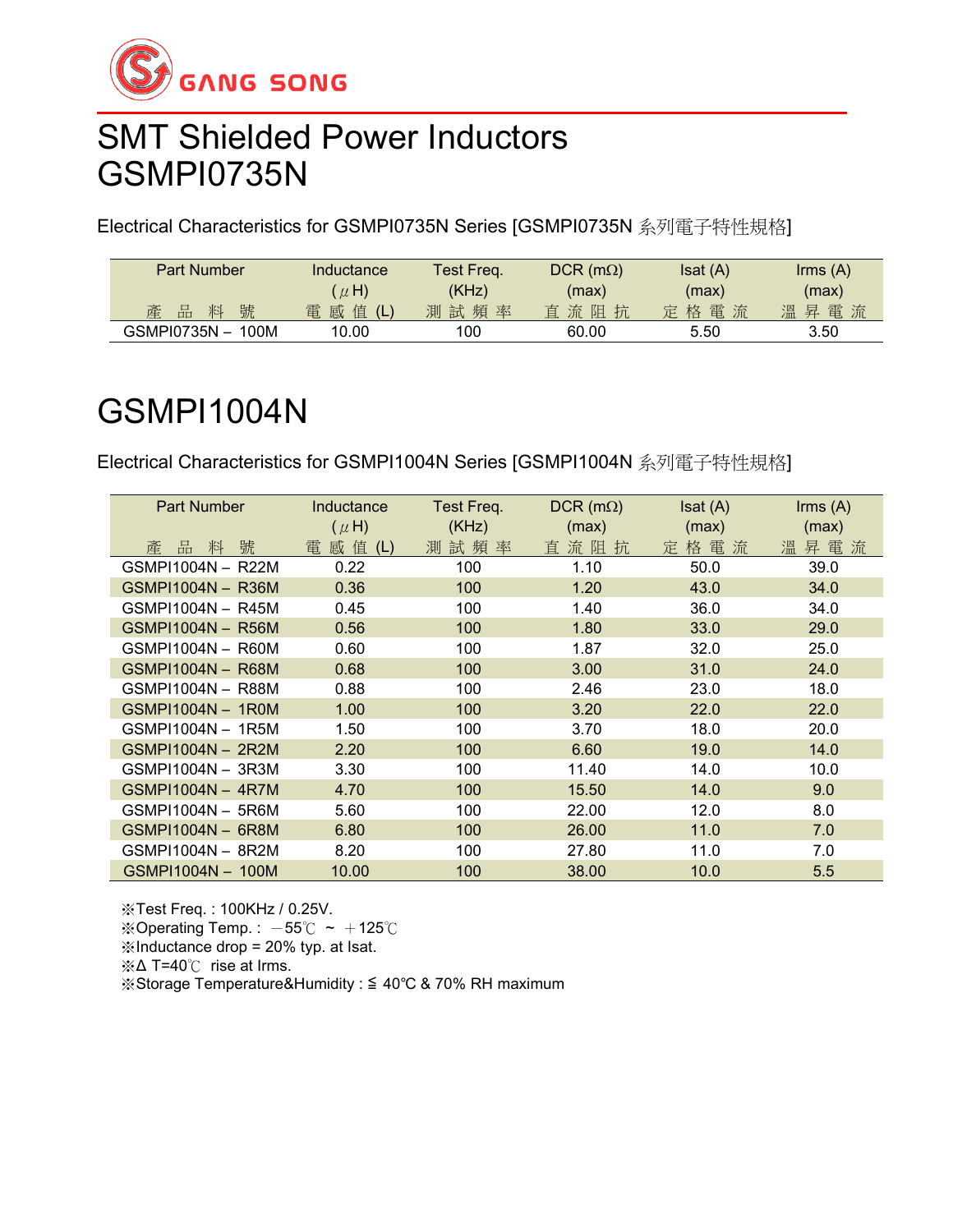# SMT Shielded Power Inductors GSMPI0735N

Electrical Characteristics for GSMPI0735N Series [GSMPI0735N 系列電子特性規格]

| Part Number<br>產 品 料 號 | Inductance<br>(μH)<br>電 感 值 (L) | Test Freq.<br>(KHz)<br>測 試 頻 率 | DCR (mΩ)<br>(max)<br>直 流 阻 抗 | Isat (A)<br>(max)<br>定 格 電 流 | Irms (A)<br>(max)<br>溫 昇 電 流 |
|---|---|---|---|---|---|
| GSMPI0735N – 100M | 10.00 | 100 | 60.00 | 5.50 | 3.50 |

# GSMPI1004N

Electrical Characteristics for GSMPI1004N Series [GSMPI1004N 系列電子特性規格]

| Part Number<br>產 品 料 號 | Inductance<br>(μH)<br>電 感 值 (L) | Test Freq.<br>(KHz)<br>測 試 頻 率 | DCR (mΩ)<br>(max)<br>直 流 阻 抗 | Isat (A)<br>(max)<br>定 格 電 流 | Irms (A)<br>(max)<br>溫 昇 電 流 |
|---|---|---|---|---|---|
| GSMPI1004N – R22M | 0.22 | 100 | 1.10 | 50.0 | 39.0 |
| GSMPI1004N – R36M | 0.36 | 100 | 1.20 | 43.0 | 34.0 |
| GSMPI1004N – R45M | 0.45 | 100 | 1.40 | 36.0 | 34.0 |
| GSMPI1004N – R56M | 0.56 | 100 | 1.80 | 33.0 | 29.0 |
| GSMPI1004N – R60M | 0.60 | 100 | 1.87 | 32.0 | 25.0 |
| GSMPI1004N – R68M | 0.68 | 100 | 3.00 | 31.0 | 24.0 |
| GSMPI1004N – R88M | 0.88 | 100 | 2.46 | 23.0 | 18.0 |
| GSMPI1004N – 1R0M | 1.00 | 100 | 3.20 | 22.0 | 22.0 |
| GSMPI1004N – 1R5M | 1.50 | 100 | 3.70 | 18.0 | 20.0 |
| GSMPI1004N – 2R2M | 2.20 | 100 | 6.60 | 19.0 | 14.0 |
| GSMPI1004N – 3R3M | 3.30 | 100 | 11.40 | 14.0 | 10.0 |
| GSMPI1004N – 4R7M | 4.70 | 100 | 15.50 | 14.0 | 9.0 |
| GSMPI1004N – 5R6M | 5.60 | 100 | 22.00 | 12.0 | 8.0 |
| GSMPI1004N – 6R8M | 6.80 | 100 | 26.00 | 11.0 | 7.0 |
| GSMPI1004N – 8R2M | 8.20 | 100 | 27.80 | 11.0 | 7.0 |
| GSMPI1004N – 100M | 10.00 | 100 | 38.00 | 10.0 | 5.5 |

※Test Freq. : 100KHz / 0.25V.
※Operating Temp. : －55℃ ~ ＋125℃
※Inductance drop = 20% typ. at Isat.
※Δ T=40℃ rise at Irms.
※Storage Temperature&Humidity : ≦ 40℃ & 70% RH maximum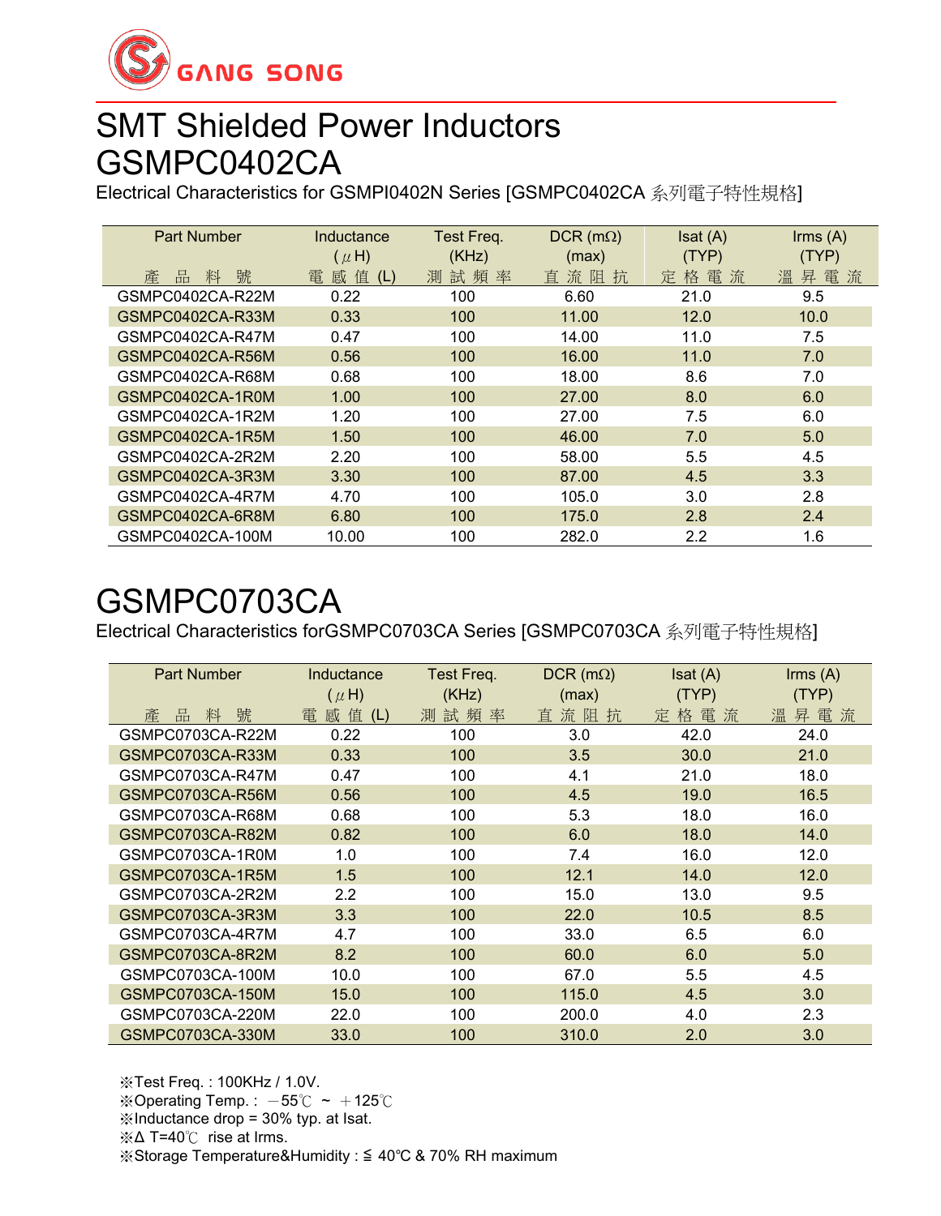GANG SONG

# SMT Shielded Power Inductors GSMPC0402CA

Electrical Characteristics for GSMPI0402N Series [GSMPC0402CA 系列電子特性規格]

| Part Number<br>產 品 料 號 | Inductance<br>(μH)<br>電 感 值 (L) | Test Freq.<br>(KHz)<br>測 試 頻 率 | DCR (mΩ)<br>(max)<br>直 流 阻 抗 | Isat (A)<br>(TYP)<br>定 格 電 流 | Irms (A)<br>(TYP)<br>溫 昇 電 流 |
|---|---|---|---|---|---|
| GSMPC0402CA-R22M | 0.22 | 100 | 6.60 | 21.0 | 9.5 |
| GSMPC0402CA-R33M | 0.33 | 100 | 11.00 | 12.0 | 10.0 |
| GSMPC0402CA-R47M | 0.47 | 100 | 14.00 | 11.0 | 7.5 |
| GSMPC0402CA-R56M | 0.56 | 100 | 16.00 | 11.0 | 7.0 |
| GSMPC0402CA-R68M | 0.68 | 100 | 18.00 | 8.6 | 7.0 |
| GSMPC0402CA-1R0M | 1.00 | 100 | 27.00 | 8.0 | 6.0 |
| GSMPC0402CA-1R2M | 1.20 | 100 | 27.00 | 7.5 | 6.0 |
| GSMPC0402CA-1R5M | 1.50 | 100 | 46.00 | 7.0 | 5.0 |
| GSMPC0402CA-2R2M | 2.20 | 100 | 58.00 | 5.5 | 4.5 |
| GSMPC0402CA-3R3M | 3.30 | 100 | 87.00 | 4.5 | 3.3 |
| GSMPC0402CA-4R7M | 4.70 | 100 | 105.0 | 3.0 | 2.8 |
| GSMPC0402CA-6R8M | 6.80 | 100 | 175.0 | 2.8 | 2.4 |
| GSMPC0402CA-100M | 10.00 | 100 | 282.0 | 2.2 | 1.6 |

# GSMPC0703CA

Electrical Characteristics forGSMPC0703CA Series [GSMPC0703CA 系列電子特性規格]

| Part Number<br>產 品 料 號 | Inductance<br>(μH)<br>電 感 值 (L) | Test Freq.<br>(KHz)<br>測 試 頻 率 | DCR (mΩ)<br>(max)<br>直 流 阻 抗 | Isat (A)<br>(TYP)<br>定 格 電 流 | Irms (A)<br>(TYP)<br>溫 昇 電 流 |
|---|---|---|---|---|---|
| GSMPC0703CA-R22M | 0.22 | 100 | 3.0 | 42.0 | 24.0 |
| GSMPC0703CA-R33M | 0.33 | 100 | 3.5 | 30.0 | 21.0 |
| GSMPC0703CA-R47M | 0.47 | 100 | 4.1 | 21.0 | 18.0 |
| GSMPC0703CA-R56M | 0.56 | 100 | 4.5 | 19.0 | 16.5 |
| GSMPC0703CA-R68M | 0.68 | 100 | 5.3 | 18.0 | 16.0 |
| GSMPC0703CA-R82M | 0.82 | 100 | 6.0 | 18.0 | 14.0 |
| GSMPC0703CA-1R0M | 1.0 | 100 | 7.4 | 16.0 | 12.0 |
| GSMPC0703CA-1R5M | 1.5 | 100 | 12.1 | 14.0 | 12.0 |
| GSMPC0703CA-2R2M | 2.2 | 100 | 15.0 | 13.0 | 9.5 |
| GSMPC0703CA-3R3M | 3.3 | 100 | 22.0 | 10.5 | 8.5 |
| GSMPC0703CA-4R7M | 4.7 | 100 | 33.0 | 6.5 | 6.0 |
| GSMPC0703CA-8R2M | 8.2 | 100 | 60.0 | 6.0 | 5.0 |
| GSMPC0703CA-100M | 10.0 | 100 | 67.0 | 5.5 | 4.5 |
| GSMPC0703CA-150M | 15.0 | 100 | 115.0 | 4.5 | 3.0 |
| GSMPC0703CA-220M | 22.0 | 100 | 200.0 | 4.0 | 2.3 |
| GSMPC0703CA-330M | 33.0 | 100 | 310.0 | 2.0 | 3.0 |

※Test Freq. : 100KHz / 1.0V.
※Operating Temp. : －55℃ ~ ＋125℃
※Inductance drop = 30% typ. at Isat.
※Δ T=40℃ rise at Irms.
※Storage Temperature&Humidity : ≦ 40℃ & 70% RH maximum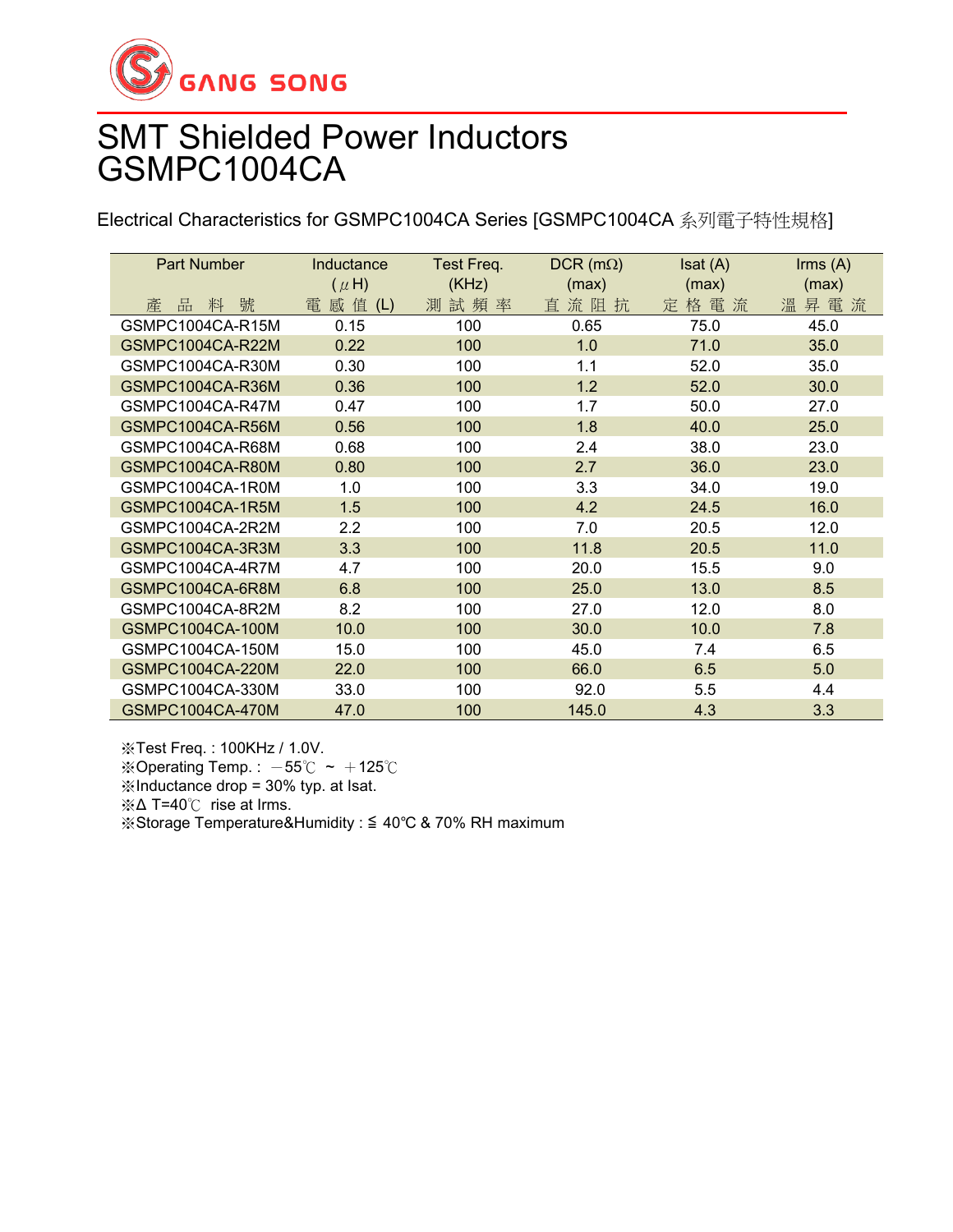GANG SONG

# SMT Shielded Power Inductors GSMPC1004CA

Electrical Characteristics for GSMPC1004CA Series [GSMPC1004CA 系列電子特性規格]

| Part Number<br>產 品 料 號 | Inductance<br>(μH)<br>電 感 值 (L) | Test Freq.<br>(KHz)<br>測 試 頻 率 | DCR (mΩ)<br>(max)<br>直 流 阻 抗 | Isat (A)<br>(max)<br>定 格 電 流 | Irms (A)<br>(max)<br>溫 昇 電 流 |
|---|---|---|---|---|---|
| GSMPC1004CA-R15M | 0.15 | 100 | 0.65 | 75.0 | 45.0 |
| GSMPC1004CA-R22M | 0.22 | 100 | 1.0 | 71.0 | 35.0 |
| GSMPC1004CA-R30M | 0.30 | 100 | 1.1 | 52.0 | 35.0 |
| GSMPC1004CA-R36M | 0.36 | 100 | 1.2 | 52.0 | 30.0 |
| GSMPC1004CA-R47M | 0.47 | 100 | 1.7 | 50.0 | 27.0 |
| GSMPC1004CA-R56M | 0.56 | 100 | 1.8 | 40.0 | 25.0 |
| GSMPC1004CA-R68M | 0.68 | 100 | 2.4 | 38.0 | 23.0 |
| GSMPC1004CA-R80M | 0.80 | 100 | 2.7 | 36.0 | 23.0 |
| GSMPC1004CA-1R0M | 1.0 | 100 | 3.3 | 34.0 | 19.0 |
| GSMPC1004CA-1R5M | 1.5 | 100 | 4.2 | 24.5 | 16.0 |
| GSMPC1004CA-2R2M | 2.2 | 100 | 7.0 | 20.5 | 12.0 |
| GSMPC1004CA-3R3M | 3.3 | 100 | 11.8 | 20.5 | 11.0 |
| GSMPC1004CA-4R7M | 4.7 | 100 | 20.0 | 15.5 | 9.0 |
| GSMPC1004CA-6R8M | 6.8 | 100 | 25.0 | 13.0 | 8.5 |
| GSMPC1004CA-8R2M | 8.2 | 100 | 27.0 | 12.0 | 8.0 |
| GSMPC1004CA-100M | 10.0 | 100 | 30.0 | 10.0 | 7.8 |
| GSMPC1004CA-150M | 15.0 | 100 | 45.0 | 7.4 | 6.5 |
| GSMPC1004CA-220M | 22.0 | 100 | 66.0 | 6.5 | 5.0 |
| GSMPC1004CA-330M | 33.0 | 100 | 92.0 | 5.5 | 4.4 |
| GSMPC1004CA-470M | 47.0 | 100 | 145.0 | 4.3 | 3.3 |

※Test Freq. : 100KHz / 1.0V.
※Operating Temp. : －55℃ ~ ＋125℃
※Inductance drop = 30% typ. at Isat.
※Δ T=40℃ rise at Irms.
※Storage Temperature&Humidity : ≦ 40℃ & 70% RH maximum